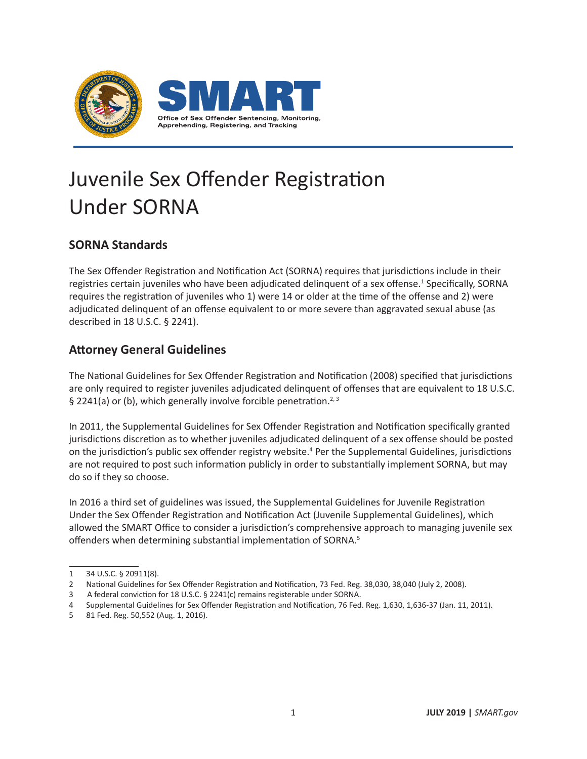Office of Sex Offender Sentencing, Monitoring, Apprehending, Registering, and Tracking

# Juvenile Sex Offender Registration Under SORNA

## SORNA Standards

The Sex Offender Registration and Notification Act (SORNA) requires that jurisdictions include in their registries certain juveniles who have been adjudicated delinquent of a sex offense.[1] Specifically, SORNA requires the registration of juveniles who 1) were 14 or older at the time of the offense and 2) were adjudicated delinquent of an offense equivalent to or more severe than aggravated sexual abuse (as described in 18 U.S.C. § 2241).

## Attorney General Guidelines

The National Guidelines for Sex Offender Registration and Notification (2008) specified that jurisdictions are only required to register juveniles adjudicated delinquent of offenses that are equivalent to 18 U.S.C. § 2241(a) or (b), which generally involve forcible penetration.[2, 3]

In 2011, the Supplemental Guidelines for Sex Offender Registration and Notification specifically granted jurisdictions discretion as to whether juveniles adjudicated delinquent of a sex offense should be posted on the jurisdiction's public sex offender registry website.[4] Per the Supplemental Guidelines, jurisdictions are not required to post such information publicly in order to substantially implement SORNA, but may do so if they so choose.

In 2016 a third set of guidelines was issued, the Supplemental Guidelines for Juvenile Registration Under the Sex Offender Registration and Notification Act (Juvenile Supplemental Guidelines), which allowed the SMART Office to consider a jurisdiction's comprehensive approach to managing juvenile sex offenders when determining substantial implementation of SORNA.[5]

---

1 34 U.S.C. § 20911(8).

2 National Guidelines for Sex Offender Registration and Notification, 73 Fed. Reg. 38,030, 38,040 (July 2, 2008).

3 A federal conviction for 18 U.S.C. § 2241(c) remains registerable under SORNA.

4 Supplemental Guidelines for Sex Offender Registration and Notification, 76 Fed. Reg. 1,630, 1,636-37 (Jan. 11, 2011).

5 81 Fed. Reg. 50,552 (Aug. 1, 2016).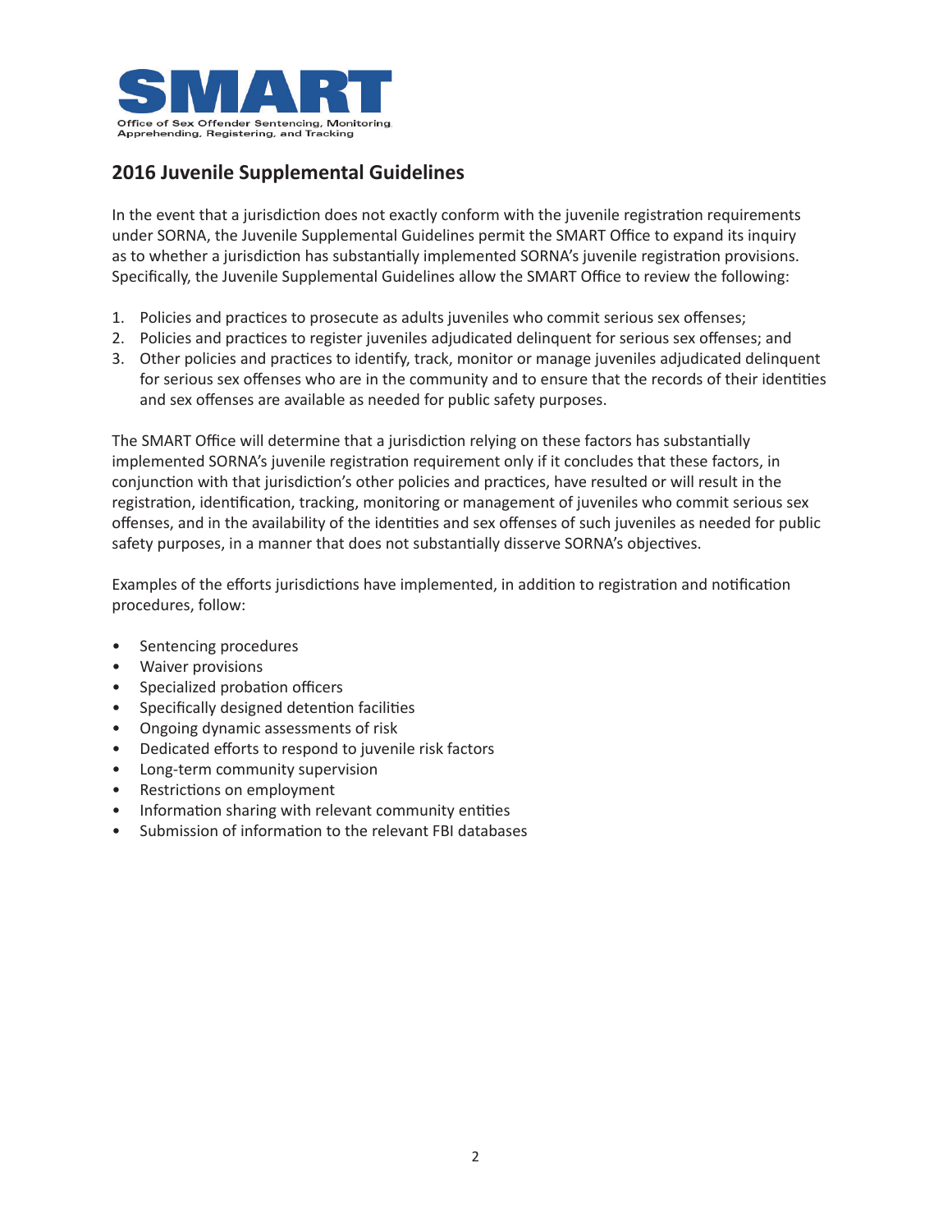SMART

Office of Sex Offender Sentencing, Monitoring, Apprehending, Registering, and Tracking

## 2016 Juvenile Supplemental Guidelines

In the event that a jurisdiction does not exactly conform with the juvenile registration requirements under SORNA, the Juvenile Supplemental Guidelines permit the SMART Office to expand its inquiry as to whether a jurisdiction has substantially implemented SORNA's juvenile registration provisions. Specifically, the Juvenile Supplemental Guidelines allow the SMART Office to review the following:

1. Policies and practices to prosecute as adults juveniles who commit serious sex offenses;
2. Policies and practices to register juveniles adjudicated delinquent for serious sex offenses; and
3. Other policies and practices to identify, track, monitor or manage juveniles adjudicated delinquent for serious sex offenses who are in the community and to ensure that the records of their identities and sex offenses are available as needed for public safety purposes.

The SMART Office will determine that a jurisdiction relying on these factors has substantially implemented SORNA's juvenile registration requirement only if it concludes that these factors, in conjunction with that jurisdiction's other policies and practices, have resulted or will result in the registration, identification, tracking, monitoring or management of juveniles who commit serious sex offenses, and in the availability of the identities and sex offenses of such juveniles as needed for public safety purposes, in a manner that does not substantially disserve SORNA's objectives.

Examples of the efforts jurisdictions have implemented, in addition to registration and notification procedures, follow:

- Sentencing procedures
- Waiver provisions
- Specialized probation officers
- Specifically designed detention facilities
- Ongoing dynamic assessments of risk
- Dedicated efforts to respond to juvenile risk factors
- Long-term community supervision
- Restrictions on employment
- Information sharing with relevant community entities
- Submission of information to the relevant FBI databases